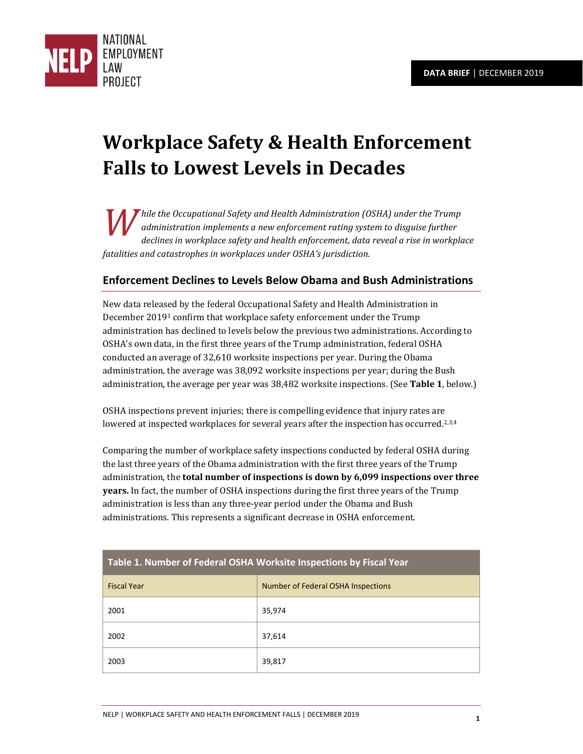NATIONAL EMPLOYMENT LAW PROJECT

**DATA BRIEF** | DECEMBER 2019

# Workplace Safety & Health Enforcement Falls to Lowest Levels in Decades

*While the Occupational Safety and Health Administration (OSHA) under the Trump administration implements a new enforcement rating system to disguise further declines in workplace safety and health enforcement, data reveal a rise in workplace fatalities and catastrophes in workplaces under OSHA's jurisdiction.*

## Enforcement Declines to Levels Below Obama and Bush Administrations

New data released by the federal Occupational Safety and Health Administration in December 2019[1] confirm that workplace safety enforcement under the Trump administration has declined to levels below the previous two administrations. According to OSHA's own data, in the first three years of the Trump administration, federal OSHA conducted an average of 32,610 worksite inspections per year. During the Obama administration, the average was 38,092 worksite inspections per year; during the Bush administration, the average per year was 38,482 worksite inspections. (See **Table 1**, below.)

OSHA inspections prevent injuries; there is compelling evidence that injury rates are lowered at inspected workplaces for several years after the inspection has occurred.[2,3,4]

Comparing the number of workplace safety inspections conducted by federal OSHA during the last three years of the Obama administration with the first three years of the Trump administration, the **total number of inspections is down by 6,099 inspections over three years.** In fact, the number of OSHA inspections during the first three years of the Trump administration is less than any three-year period under the Obama and Bush administrations. This represents a significant decrease in OSHA enforcement.

| Table 1. Number of Federal OSHA Worksite Inspections by Fiscal Year | |
|---|---|
| Fiscal Year | Number of Federal OSHA Inspections |
| 2001 | 35,974 |
| 2002 | 37,614 |
| 2003 | 39,817 |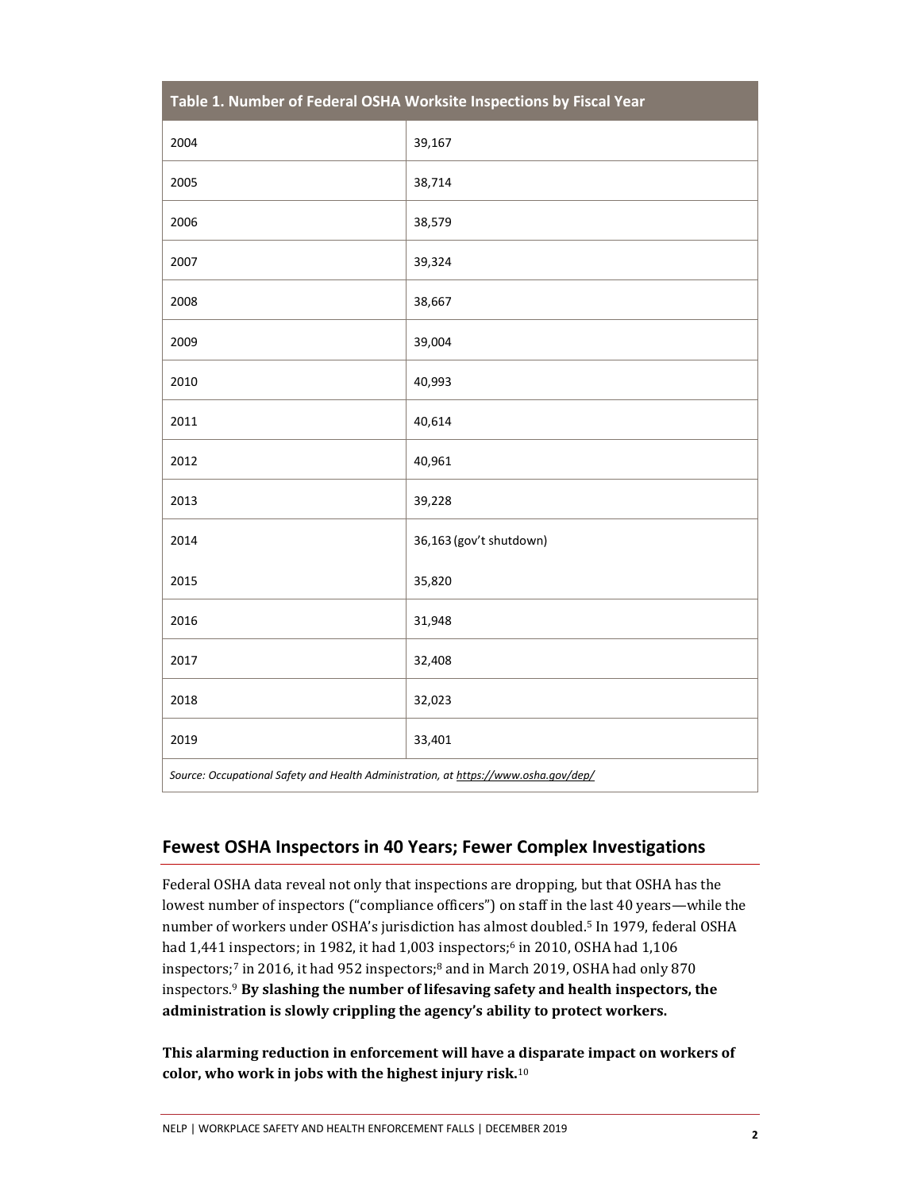| Table 1. Number of Federal OSHA Worksite Inspections by Fiscal Year | |
|---|---|
| 2004 | 39,167 |
| 2005 | 38,714 |
| 2006 | 38,579 |
| 2007 | 39,324 |
| 2008 | 38,667 |
| 2009 | 39,004 |
| 2010 | 40,993 |
| 2011 | 40,614 |
| 2012 | 40,961 |
| 2013 | 39,228 |
| 2014 | 36,163 (gov't shutdown) |
| 2015 | 35,820 |
| 2016 | 31,948 |
| 2017 | 32,408 |
| 2018 | 32,023 |
| 2019 | 33,401 |

*Source: Occupational Safety and Health Administration, at https://www.osha.gov/dep/*

## Fewest OSHA Inspectors in 40 Years; Fewer Complex Investigations

Federal OSHA data reveal not only that inspections are dropping, but that OSHA has the lowest number of inspectors ("compliance officers") on staff in the last 40 years—while the number of workers under OSHA's jurisdiction has almost doubled.[5] In 1979, federal OSHA had 1,441 inspectors; in 1982, it had 1,003 inspectors;[6] in 2010, OSHA had 1,106 inspectors;[7] in 2016, it had 952 inspectors;[8] and in March 2019, OSHA had only 870 inspectors.[9] **By slashing the number of lifesaving safety and health inspectors, the administration is slowly crippling the agency's ability to protect workers.**

**This alarming reduction in enforcement will have a disparate impact on workers of color, who work in jobs with the highest injury risk.**[10]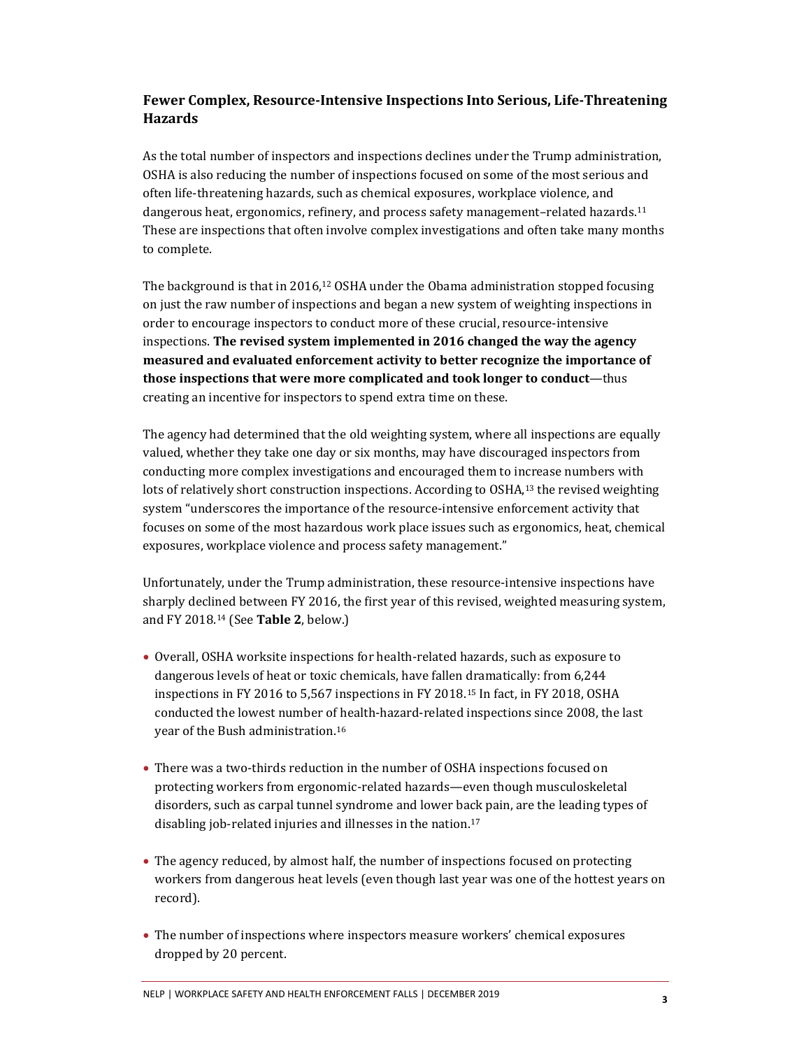### Fewer Complex, Resource-Intensive Inspections Into Serious, Life-Threatening Hazards

As the total number of inspectors and inspections declines under the Trump administration, OSHA is also reducing the number of inspections focused on some of the most serious and often life-threatening hazards, such as chemical exposures, workplace violence, and dangerous heat, ergonomics, refinery, and process safety management–related hazards.[11] These are inspections that often involve complex investigations and often take many months to complete.

The background is that in 2016,[12] OSHA under the Obama administration stopped focusing on just the raw number of inspections and began a new system of weighting inspections in order to encourage inspectors to conduct more of these crucial, resource-intensive inspections. **The revised system implemented in 2016 changed the way the agency measured and evaluated enforcement activity to better recognize the importance of those inspections that were more complicated and took longer to conduct**—thus creating an incentive for inspectors to spend extra time on these.

The agency had determined that the old weighting system, where all inspections are equally valued, whether they take one day or six months, may have discouraged inspectors from conducting more complex investigations and encouraged them to increase numbers with lots of relatively short construction inspections. According to OSHA,[13] the revised weighting system "underscores the importance of the resource-intensive enforcement activity that focuses on some of the most hazardous work place issues such as ergonomics, heat, chemical exposures, workplace violence and process safety management."

Unfortunately, under the Trump administration, these resource-intensive inspections have sharply declined between FY 2016, the first year of this revised, weighted measuring system, and FY 2018.[14] (See **Table 2**, below.)

- Overall, OSHA worksite inspections for health-related hazards, such as exposure to dangerous levels of heat or toxic chemicals, have fallen dramatically: from 6,244 inspections in FY 2016 to 5,567 inspections in FY 2018.[15] In fact, in FY 2018, OSHA conducted the lowest number of health-hazard-related inspections since 2008, the last year of the Bush administration.[16]

- There was a two-thirds reduction in the number of OSHA inspections focused on protecting workers from ergonomic-related hazards—even though musculoskeletal disorders, such as carpal tunnel syndrome and lower back pain, are the leading types of disabling job-related injuries and illnesses in the nation.[17]

- The agency reduced, by almost half, the number of inspections focused on protecting workers from dangerous heat levels (even though last year was one of the hottest years on record).

- The number of inspections where inspectors measure workers' chemical exposures dropped by 20 percent.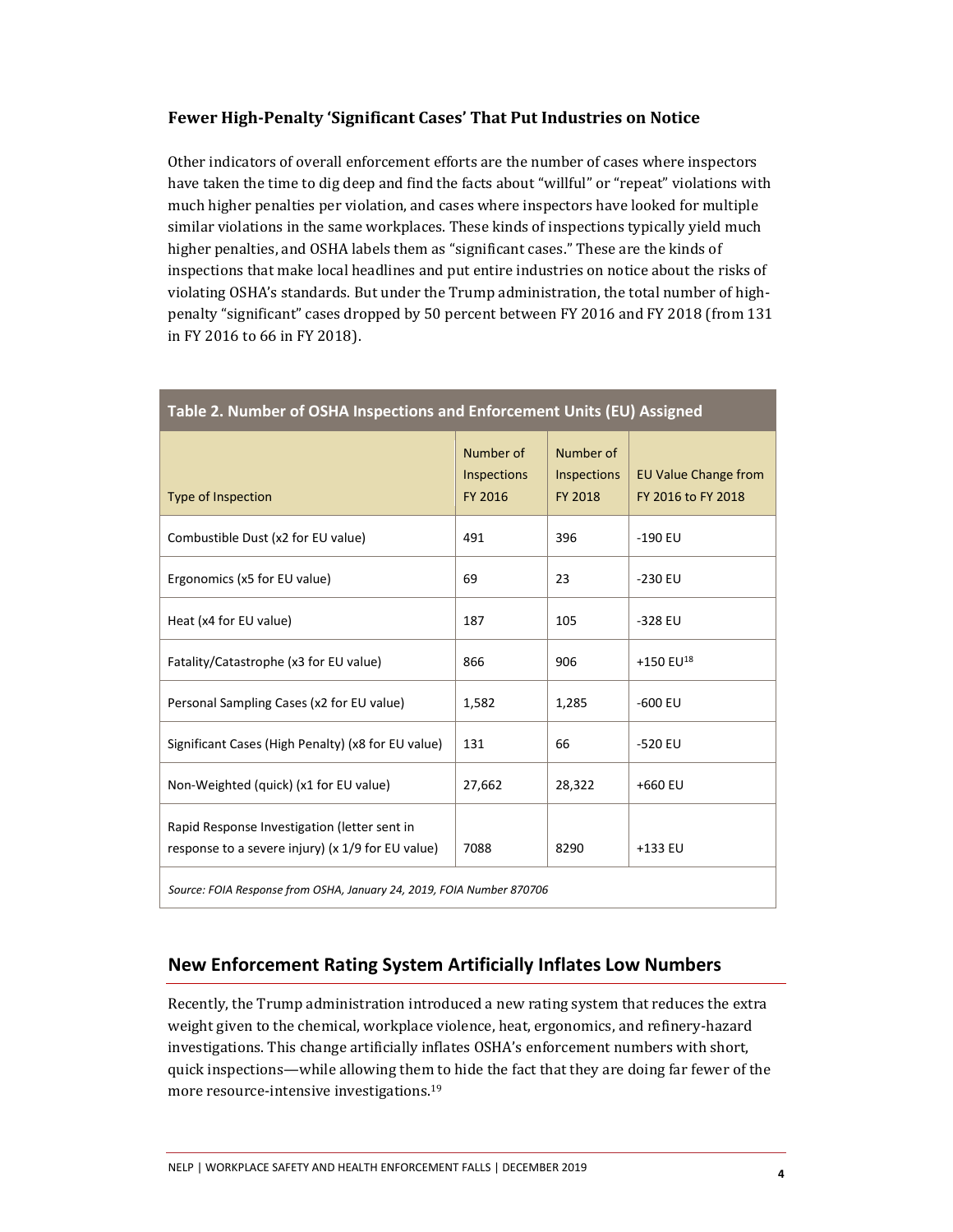### Fewer High-Penalty 'Significant Cases' That Put Industries on Notice

Other indicators of overall enforcement efforts are the number of cases where inspectors have taken the time to dig deep and find the facts about "willful" or "repeat" violations with much higher penalties per violation, and cases where inspectors have looked for multiple similar violations in the same workplaces. These kinds of inspections typically yield much higher penalties, and OSHA labels them as "significant cases." These are the kinds of inspections that make local headlines and put entire industries on notice about the risks of violating OSHA's standards. But under the Trump administration, the total number of high-penalty "significant" cases dropped by 50 percent between FY 2016 and FY 2018 (from 131 in FY 2016 to 66 in FY 2018).

**Table 2. Number of OSHA Inspections and Enforcement Units (EU) Assigned**

| Type of Inspection | Number of Inspections FY 2016 | Number of Inspections FY 2018 | EU Value Change from FY 2016 to FY 2018 |
|---|---|---|---|
| Combustible Dust (x2 for EU value) | 491 | 396 | -190 EU |
| Ergonomics (x5 for EU value) | 69 | 23 | -230 EU |
| Heat (x4 for EU value) | 187 | 105 | -328 EU |
| Fatality/Catastrophe (x3 for EU value) | 866 | 906 | +150 EU[18] |
| Personal Sampling Cases (x2 for EU value) | 1,582 | 1,285 | -600 EU |
| Significant Cases (High Penalty) (x8 for EU value) | 131 | 66 | -520 EU |
| Non-Weighted (quick) (x1 for EU value) | 27,662 | 28,322 | +660 EU |
| Rapid Response Investigation (letter sent in response to a severe injury) (x 1/9 for EU value) | 7088 | 8290 | +133 EU |

*Source: FOIA Response from OSHA, January 24, 2019, FOIA Number 870706*

## New Enforcement Rating System Artificially Inflates Low Numbers

Recently, the Trump administration introduced a new rating system that reduces the extra weight given to the chemical, workplace violence, heat, ergonomics, and refinery-hazard investigations. This change artificially inflates OSHA's enforcement numbers with short, quick inspections—while allowing them to hide the fact that they are doing far fewer of the more resource-intensive investigations.[19]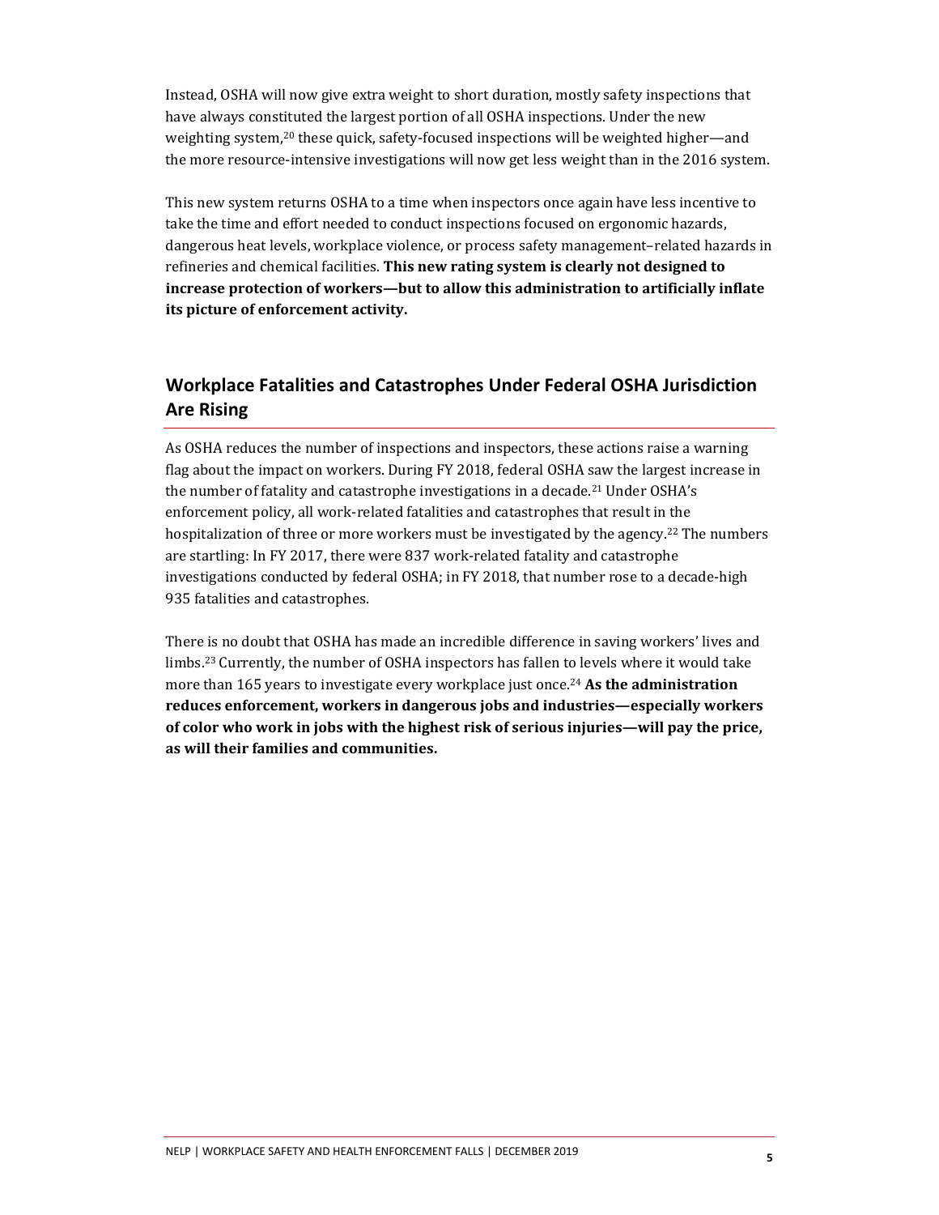Instead, OSHA will now give extra weight to short duration, mostly safety inspections that have always constituted the largest portion of all OSHA inspections. Under the new weighting system,[20] these quick, safety-focused inspections will be weighted higher—and the more resource-intensive investigations will now get less weight than in the 2016 system.

This new system returns OSHA to a time when inspectors once again have less incentive to take the time and effort needed to conduct inspections focused on ergonomic hazards, dangerous heat levels, workplace violence, or process safety management–related hazards in refineries and chemical facilities. **This new rating system is clearly not designed to increase protection of workers—but to allow this administration to artificially inflate its picture of enforcement activity.**

## Workplace Fatalities and Catastrophes Under Federal OSHA Jurisdiction Are Rising

As OSHA reduces the number of inspections and inspectors, these actions raise a warning flag about the impact on workers. During FY 2018, federal OSHA saw the largest increase in the number of fatality and catastrophe investigations in a decade.[21] Under OSHA's enforcement policy, all work-related fatalities and catastrophes that result in the hospitalization of three or more workers must be investigated by the agency.[22] The numbers are startling: In FY 2017, there were 837 work-related fatality and catastrophe investigations conducted by federal OSHA; in FY 2018, that number rose to a decade-high 935 fatalities and catastrophes.

There is no doubt that OSHA has made an incredible difference in saving workers' lives and limbs.[23] Currently, the number of OSHA inspectors has fallen to levels where it would take more than 165 years to investigate every workplace just once.[24] **As the administration reduces enforcement, workers in dangerous jobs and industries—especially workers of color who work in jobs with the highest risk of serious injuries—will pay the price, as will their families and communities.**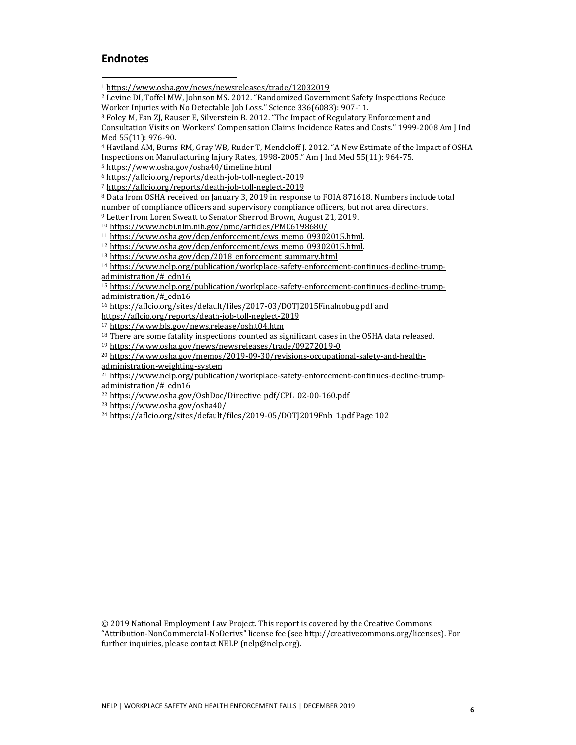## Endnotes

[1] https://www.osha.gov/news/newsreleases/trade/12032019

[2] Levine DI, Toffel MW, Johnson MS. 2012. "Randomized Government Safety Inspections Reduce Worker Injuries with No Detectable Job Loss." Science 336(6083): 907-11.

[3] Foley M, Fan ZJ, Rauser E, Silverstein B. 2012. "The Impact of Regulatory Enforcement and Consultation Visits on Workers' Compensation Claims Incidence Rates and Costs." 1999-2008 Am J Ind Med 55(11): 976-90.

[4] Haviland AM, Burns RM, Gray WB, Ruder T, Mendeloff J. 2012. "A New Estimate of the Impact of OSHA Inspections on Manufacturing Injury Rates, 1998-2005." Am J Ind Med 55(11): 964-75.

[5] https://www.osha.gov/osha40/timeline.html

[6] https://aflcio.org/reports/death-job-toll-neglect-2019

[7] https://aflcio.org/reports/death-job-toll-neglect-2019

[8] Data from OSHA received on January 3, 2019 in response to FOIA 871618. Numbers include total number of compliance officers and supervisory compliance officers, but not area directors.

[9] Letter from Loren Sweatt to Senator Sherrod Brown, August 21, 2019.

[10] https://www.ncbi.nlm.nih.gov/pmc/articles/PMC6198680/

[11] https://www.osha.gov/dep/enforcement/ews_memo_09302015.html.

[12] https://www.osha.gov/dep/enforcement/ews_memo_09302015.html.

[13] https://www.osha.gov/dep/2018_enforcement_summary.html

[14] https://www.nelp.org/publication/workplace-safety-enforcement-continues-decline-trump-administration/#_edn16

[15] https://www.nelp.org/publication/workplace-safety-enforcement-continues-decline-trump-administration/#_edn16

[16] https://aflcio.org/sites/default/files/2017-03/DOTJ2015Finalnobug.pdf and https://aflcio.org/reports/death-job-toll-neglect-2019

[17] https://www.bls.gov/news.release/osh.t04.htm

[18] There are some fatality inspections counted as significant cases in the OSHA data released.

[19] https://www.osha.gov/news/newsreleases/trade/09272019-0

[20] https://www.osha.gov/memos/2019-09-30/revisions-occupational-safety-and-health-administration-weighting-system

[21] https://www.nelp.org/publication/workplace-safety-enforcement-continues-decline-trump-administration/#_edn16

[22] https://www.osha.gov/OshDoc/Directive_pdf/CPL_02-00-160.pdf

[23] https://www.osha.gov/osha40/

[24] https://aflcio.org/sites/default/files/2019-05/DOTJ2019Fnb_1.pdf Page 102

© 2019 National Employment Law Project. This report is covered by the Creative Commons "Attribution-NonCommercial-NoDerivs" license fee (see http://creativecommons.org/licenses). For further inquiries, please contact NELP (nelp@nelp.org).